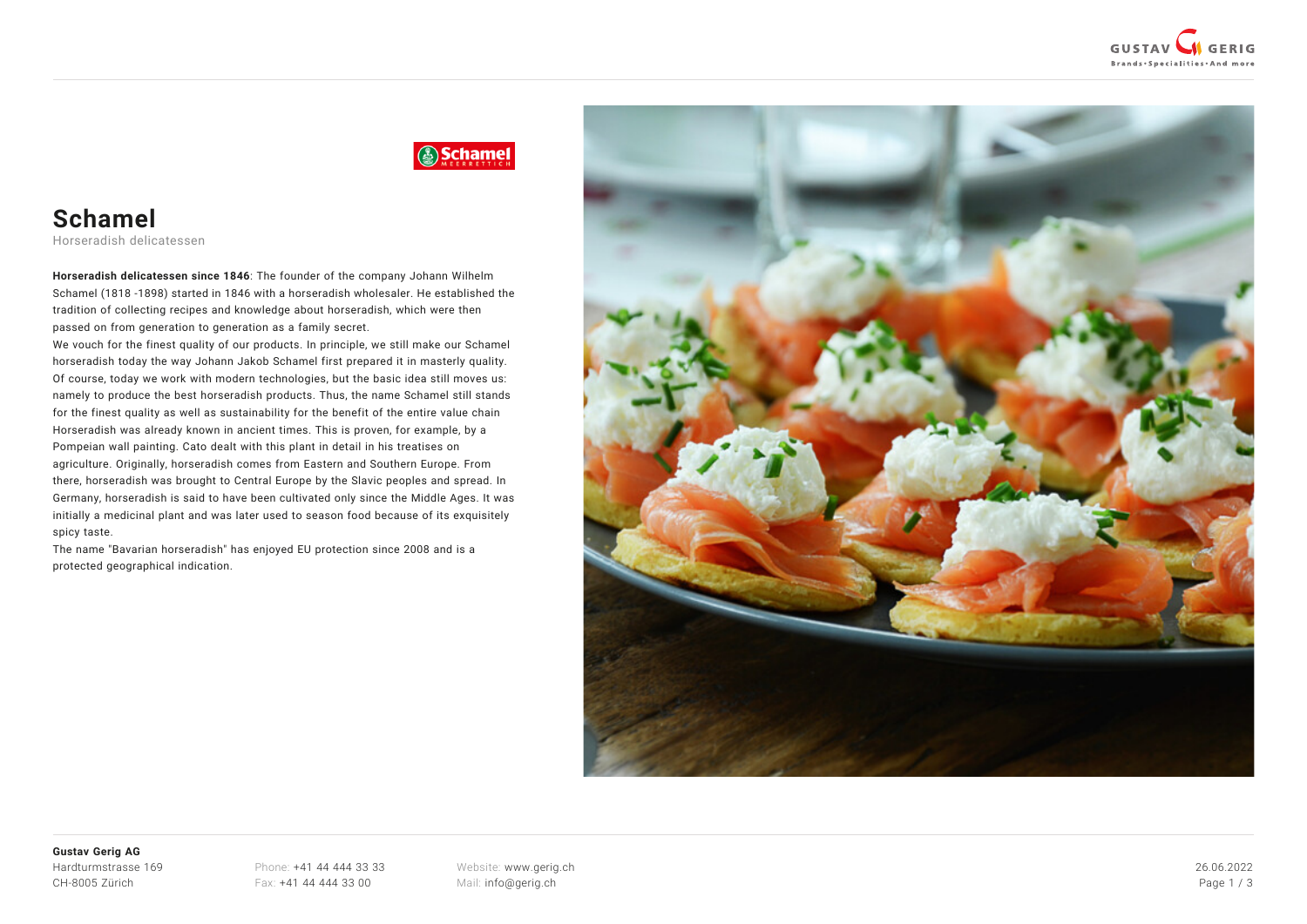# Schamel

Horseradish delicatessen

**Horseradish delicatessen since 1846**: The founder of the company Johann Wilhelm Schamel (1818 -1898) started in 1846 with a horseradish wholesaler. He established the tradition of collecting recipes and knowledge about horseradish, which were then passed on from generation to generation as a family secret.
We vouch for the finest quality of our products. In principle, we still make our Schamel horseradish today the way Johann Jakob Schamel first prepared it in masterly quality. Of course, today we work with modern technologies, but the basic idea still moves us: namely to produce the best horseradish products. Thus, the name Schamel still stands for the finest quality as well as sustainability for the benefit of the entire value chain Horseradish was already known in ancient times. This is proven, for example, by a Pompeian wall painting. Cato dealt with this plant in detail in his treatises on agriculture. Originally, horseradish comes from Eastern and Southern Europe. From there, horseradish was brought to Central Europe by the Slavic peoples and spread. In Germany, horseradish is said to have been cultivated only since the Middle Ages. It was initially a medicinal plant and was later used to season food because of its exquisitely spicy taste.
The name "Bavarian horseradish" has enjoyed EU protection since 2008 and is a protected geographical indication.

**Gustav Gerig AG**
Hardturmstrasse 169
CH-8005 Zürich

Phone: +41 44 444 33 33
Fax: +41 44 444 33 00

Website: www.gerig.ch
Mail: info@gerig.ch

26.06.2022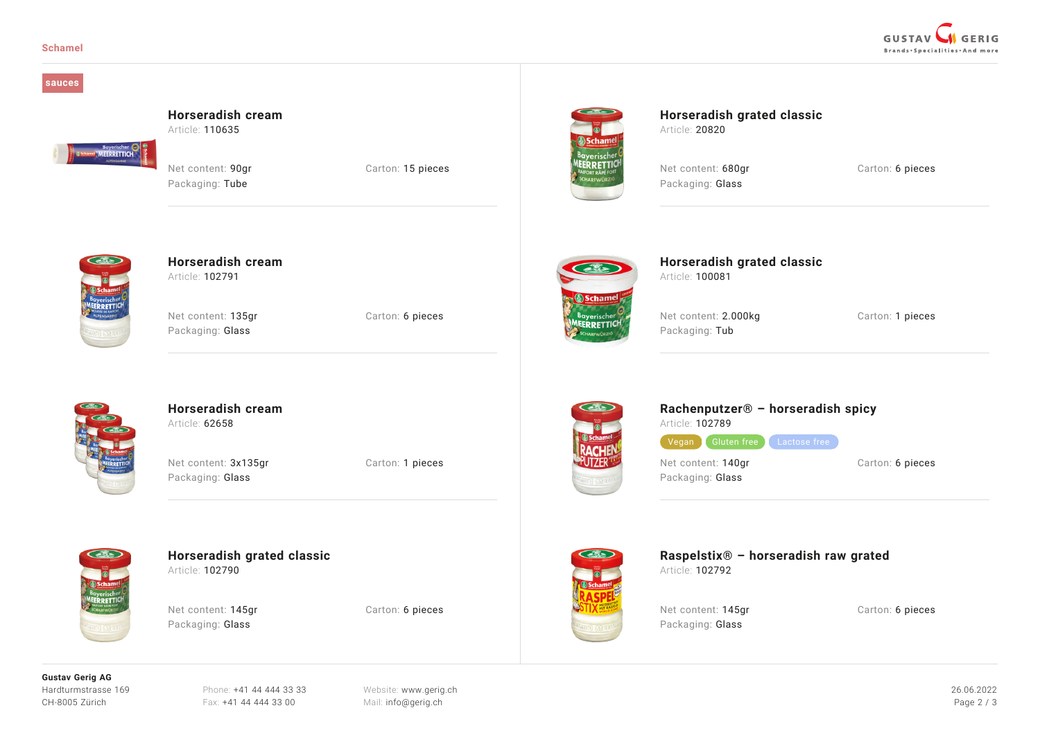sauces

### Horseradish cream
Article: 110635

Net content: 90gr
Packaging: Tube
Carton: 15 pieces

### Horseradish cream
Article: 102791

Net content: 135gr
Packaging: Glass
Carton: 6 pieces

### Horseradish cream
Article: 62658

Net content: 3x135gr
Packaging: Glass
Carton: 1 pieces

### Horseradish grated classic
Article: 102790

Net content: 145gr
Packaging: Glass
Carton: 6 pieces

### Horseradish grated classic
Article: 20820

Net content: 680gr
Packaging: Glass
Carton: 6 pieces

### Horseradish grated classic
Article: 100081

Net content: 2.000kg
Packaging: Tub
Carton: 1 pieces

### Rachenputzer® – horseradish spicy
Article: 102789

Vegan | Gluten free | Lactose free

Net content: 140gr
Packaging: Glass
Carton: 6 pieces

### Raspelstix® – horseradish raw grated
Article: 102792

Net content: 145gr
Packaging: Glass
Carton: 6 pieces

**Gustav Gerig AG**
Hardturmstrasse 169
CH-8005 Zürich

Phone: +41 44 444 33 33
Fax: +41 44 444 33 00

Website: www.gerig.ch
Mail: info@gerig.ch

26.06.2022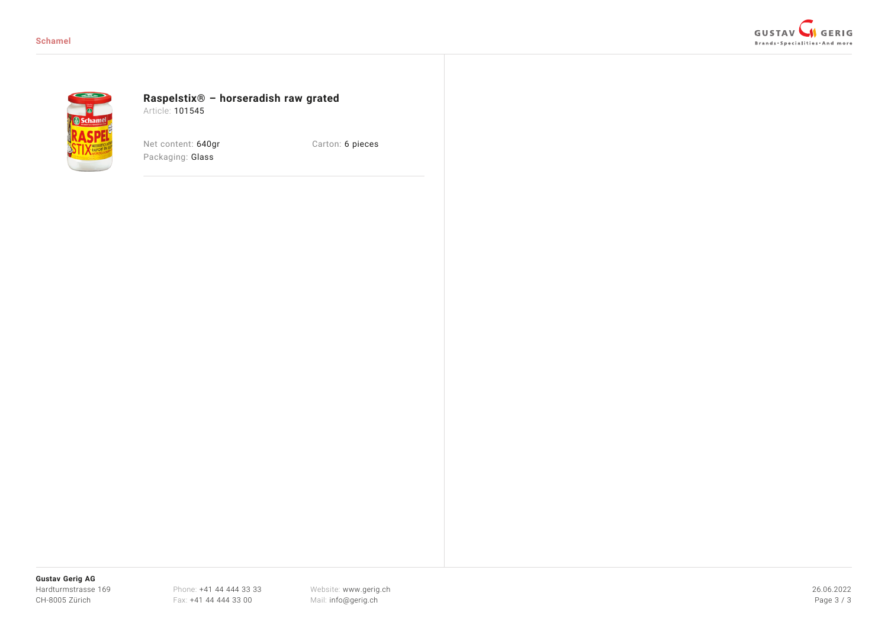**Raspelstix® – horseradish raw grated**
Article: 101545

Net content: 640gr
Packaging: Glass
Carton: 6 pieces

**Gustav Gerig AG**
Hardturmstrasse 169
CH-8005 Zürich

Phone: +41 44 444 33 33
Fax: +41 44 444 33 00

Website: www.gerig.ch
Mail: info@gerig.ch

26.06.2022